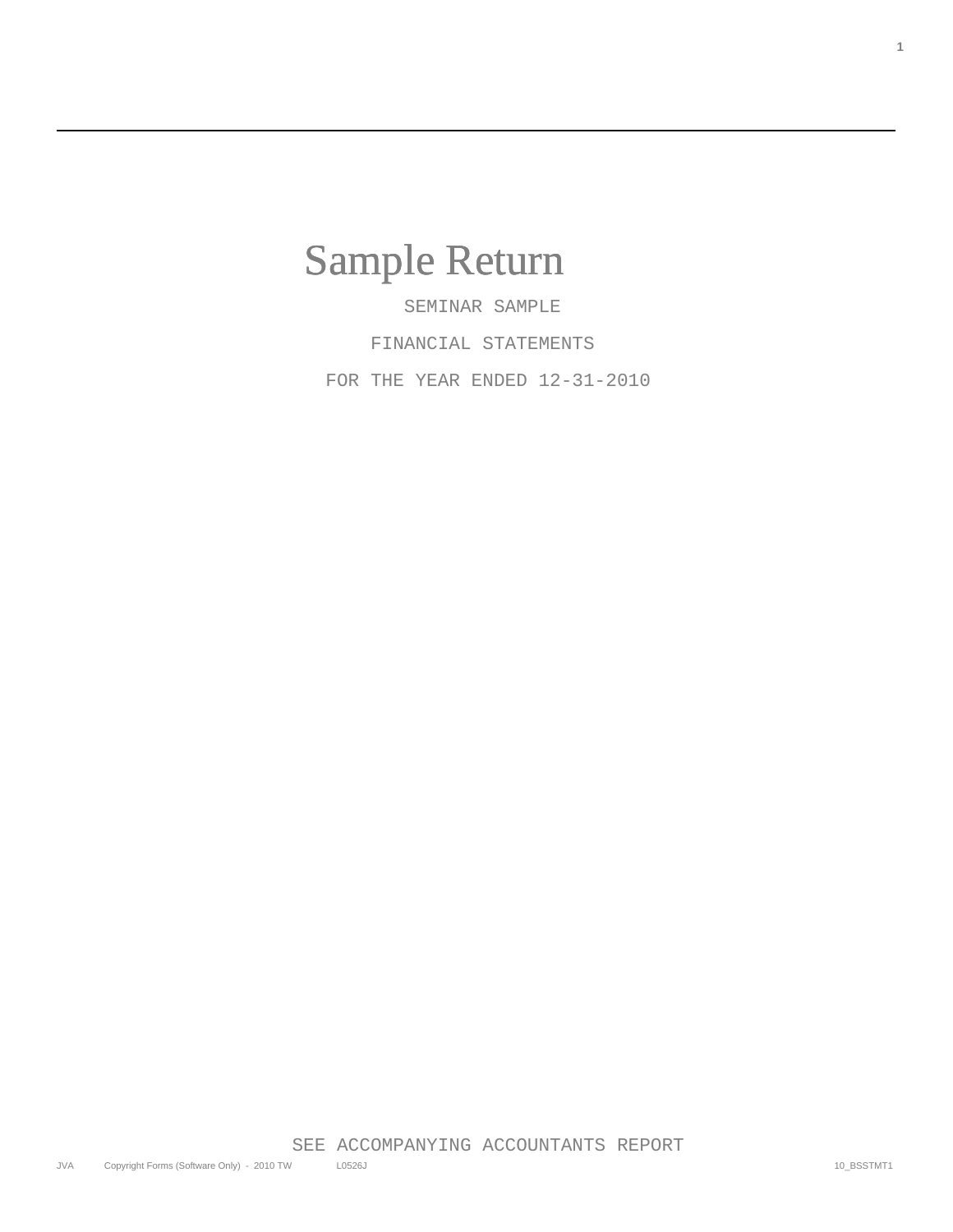# Sample Return

SEMINAR SAMPLE

FINANCIAL STATEMENTS

FOR THE YEAR ENDED 12-31-2010

SEE ACCOMPANYING ACCOUNTANTS REPORT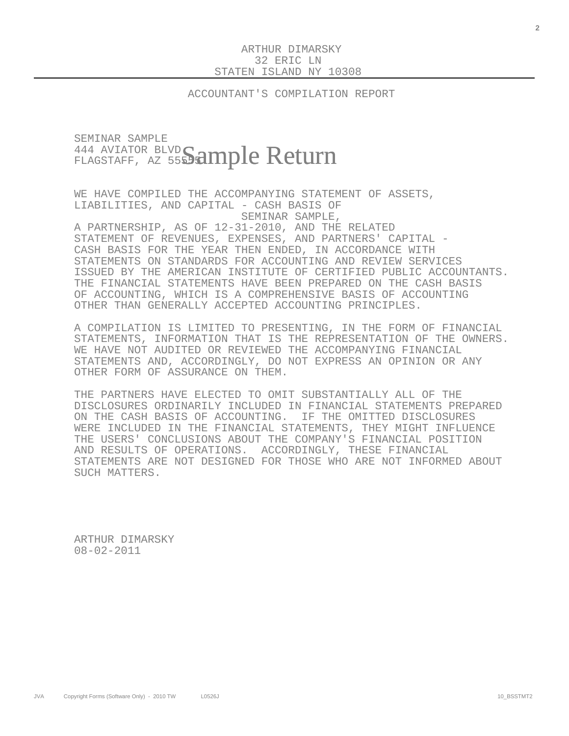ARTHUR DIMARSKY
32 ERIC LN
STATEN ISLAND NY 10308

## ACCOUNTANT'S COMPILATION REPORT

SEMINAR SAMPLE
444 AVIATOR BLVD
FLAGSTAFF, AZ 55555

Sample Return

WE HAVE COMPILED THE ACCOMPANYING STATEMENT OF ASSETS, LIABILITIES, AND CAPITAL - CASH BASIS OF SEMINAR SAMPLE, A PARTNERSHIP, AS OF 12-31-2010, AND THE RELATED STATEMENT OF REVENUES, EXPENSES, AND PARTNERS' CAPITAL - CASH BASIS FOR THE YEAR THEN ENDED, IN ACCORDANCE WITH STATEMENTS ON STANDARDS FOR ACCOUNTING AND REVIEW SERVICES ISSUED BY THE AMERICAN INSTITUTE OF CERTIFIED PUBLIC ACCOUNTANTS. THE FINANCIAL STATEMENTS HAVE BEEN PREPARED ON THE CASH BASIS OF ACCOUNTING, WHICH IS A COMPREHENSIVE BASIS OF ACCOUNTING OTHER THAN GENERALLY ACCEPTED ACCOUNTING PRINCIPLES.

A COMPILATION IS LIMITED TO PRESENTING, IN THE FORM OF FINANCIAL STATEMENTS, INFORMATION THAT IS THE REPRESENTATION OF THE OWNERS. WE HAVE NOT AUDITED OR REVIEWED THE ACCOMPANYING FINANCIAL STATEMENTS AND, ACCORDINGLY, DO NOT EXPRESS AN OPINION OR ANY OTHER FORM OF ASSURANCE ON THEM.

THE PARTNERS HAVE ELECTED TO OMIT SUBSTANTIALLY ALL OF THE DISCLOSURES ORDINARILY INCLUDED IN FINANCIAL STATEMENTS PREPARED ON THE CASH BASIS OF ACCOUNTING. IF THE OMITTED DISCLOSURES WERE INCLUDED IN THE FINANCIAL STATEMENTS, THEY MIGHT INFLUENCE THE USERS' CONCLUSIONS ABOUT THE COMPANY'S FINANCIAL POSITION AND RESULTS OF OPERATIONS. ACCORDINGLY, THESE FINANCIAL STATEMENTS ARE NOT DESIGNED FOR THOSE WHO ARE NOT INFORMED ABOUT SUCH MATTERS.

ARTHUR DIMARSKY
08-02-2011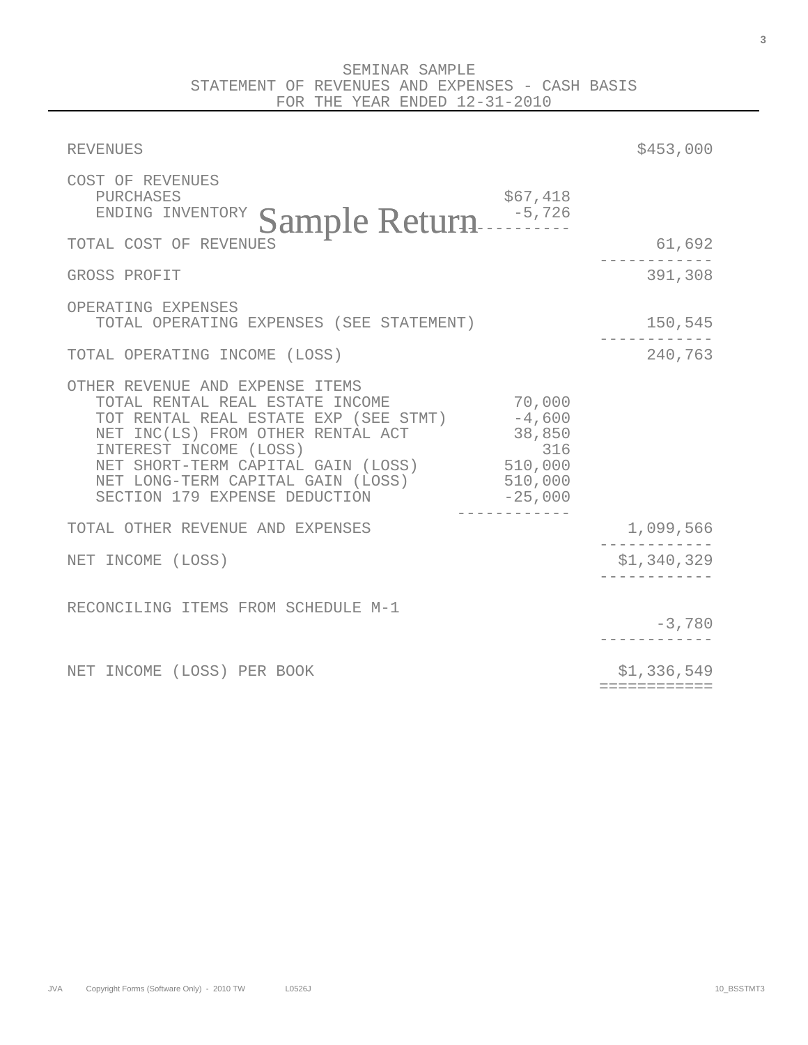SEMINAR SAMPLE

STATEMENT OF REVENUES AND EXPENSES - CASH BASIS

FOR THE YEAR ENDED 12-31-2010

| | | |
|---|---|---|
| REVENUES | | $453,000 |
| COST OF REVENUES | | |
| PURCHASES | $67,418 | |
| ENDING INVENTORY | -5,726 | |
| TOTAL COST OF REVENUES | | 61,692 |
| GROSS PROFIT | | 391,308 |
| OPERATING EXPENSES | | |
| TOTAL OPERATING EXPENSES (SEE STATEMENT) | | 150,545 |
| TOTAL OPERATING INCOME (LOSS) | | 240,763 |
| OTHER REVENUE AND EXPENSE ITEMS | | |
| TOTAL RENTAL REAL ESTATE INCOME | 70,000 | |
| TOT RENTAL REAL ESTATE EXP (SEE STMT) | -4,600 | |
| NET INC(LS) FROM OTHER RENTAL ACT | 38,850 | |
| INTEREST INCOME (LOSS) | 316 | |
| NET SHORT-TERM CAPITAL GAIN (LOSS) | 510,000 | |
| NET LONG-TERM CAPITAL GAIN (LOSS) | 510,000 | |
| SECTION 179 EXPENSE DEDUCTION | -25,000 | |
| TOTAL OTHER REVENUE AND EXPENSES | | 1,099,566 |
| NET INCOME (LOSS) | | $1,340,329 |
| RECONCILING ITEMS FROM SCHEDULE M-1 | | -3,780 |
| NET INCOME (LOSS) PER BOOK | | $1,336,549 |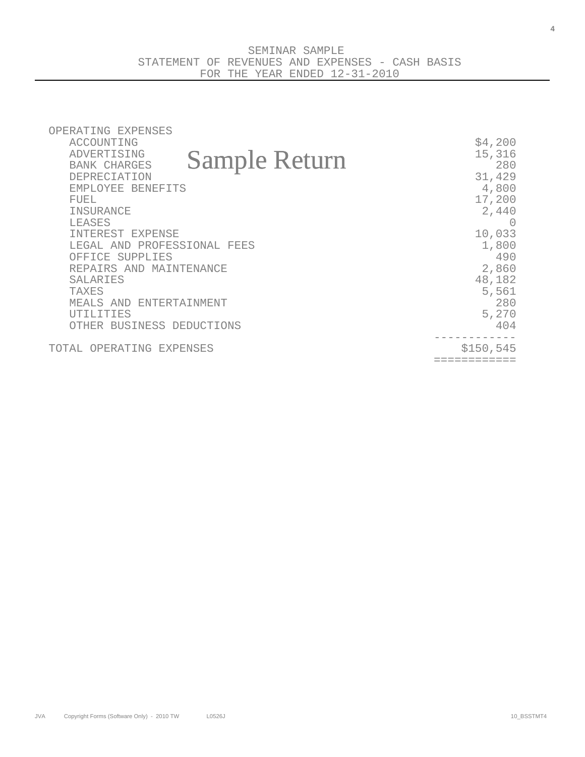SEMINAR SAMPLE
STATEMENT OF REVENUES AND EXPENSES - CASH BASIS
FOR THE YEAR ENDED 12-31-2010

Sample Return

| OPERATING EXPENSES | |
|---|---:|
| ACCOUNTING | $4,200 |
| ADVERTISING | 15,316 |
| BANK CHARGES | 280 |
| DEPRECIATION | 31,429 |
| EMPLOYEE BENEFITS | 4,800 |
| FUEL | 17,200 |
| INSURANCE | 2,440 |
| LEASES | 0 |
| INTEREST EXPENSE | 10,033 |
| LEGAL AND PROFESSIONAL FEES | 1,800 |
| OFFICE SUPPLIES | 490 |
| REPAIRS AND MAINTENANCE | 2,860 |
| SALARIES | 48,182 |
| TAXES | 5,561 |
| MEALS AND ENTERTAINMENT | 280 |
| UTILITIES | 5,270 |
| OTHER BUSINESS DEDUCTIONS | 404 |
| TOTAL OPERATING EXPENSES | $150,545 |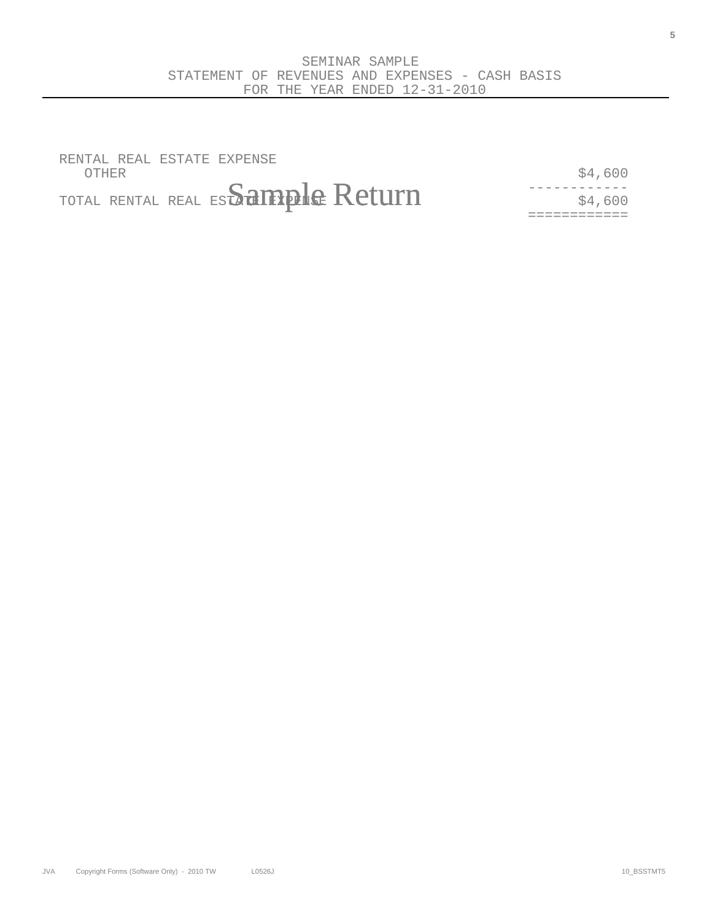SEMINAR SAMPLE
STATEMENT OF REVENUES AND EXPENSES - CASH BASIS
FOR THE YEAR ENDED 12-31-2010

| | |
|---|---|
| RENTAL REAL ESTATE EXPENSE | |
| OTHER | $4,600 |
| TOTAL RENTAL REAL ESTATE EXPENSE | $4,600 |

Sample Return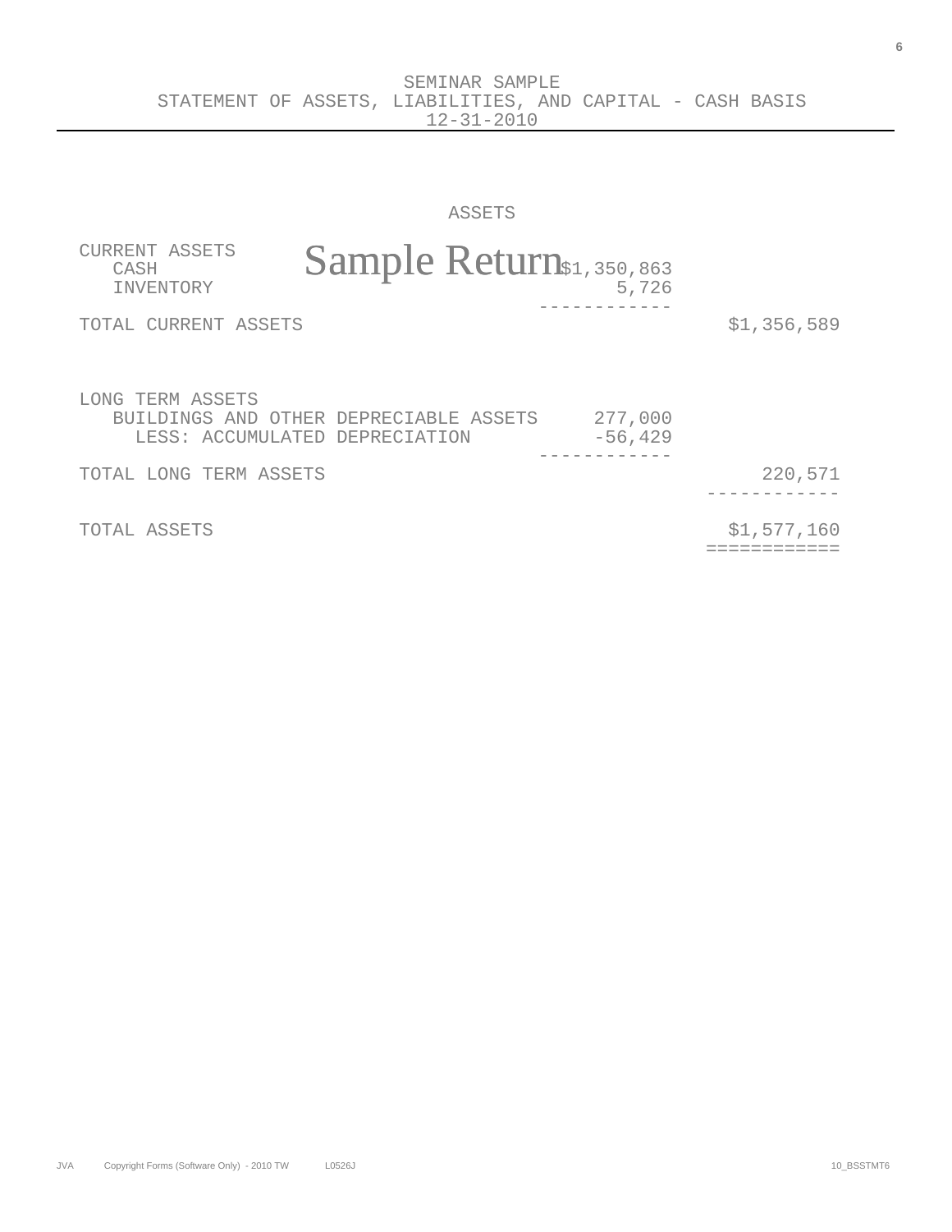# SEMINAR SAMPLE
## STATEMENT OF ASSETS, LIABILITIES, AND CAPITAL - CASH BASIS
### 12-31-2010

### ASSETS

Sample Return

| | | |
|---|---:|---:|
| CURRENT ASSETS | | |
| CASH | $1,350,863 | |
| INVENTORY | 5,726 | |
| | ------------ | |
| TOTAL CURRENT ASSETS | | $1,356,589 |
| | | |
| LONG TERM ASSETS | | |
| BUILDINGS AND OTHER DEPRECIABLE ASSETS | 277,000 | |
| LESS: ACCUMULATED DEPRECIATION | -56,429 | |
| | ------------ | |
| TOTAL LONG TERM ASSETS | | 220,571 |
| | | ------------ |
| TOTAL ASSETS | | $1,577,160 |
| | | =========== |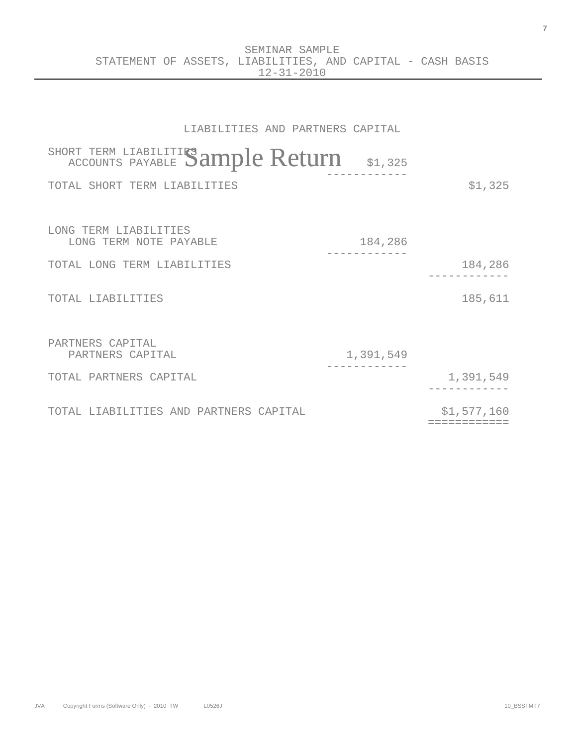# SEMINAR SAMPLE

## STATEMENT OF ASSETS, LIABILITIES, AND CAPITAL - CASH BASIS

### 12-31-2010

Sample Return

**LIABILITIES AND PARTNERS CAPITAL**

| | | |
|---|---|---|
| SHORT TERM LIABILITIES | | |
| ACCOUNTS PAYABLE | $1,325 | |
| TOTAL SHORT TERM LIABILITIES | | $1,325 |
| | | |
| LONG TERM LIABILITIES | | |
| LONG TERM NOTE PAYABLE | 184,286 | |
| TOTAL LONG TERM LIABILITIES | | 184,286 |
| TOTAL LIABILITIES | | 185,611 |
| | | |
| PARTNERS CAPITAL | | |
| PARTNERS CAPITAL | 1,391,549 | |
| TOTAL PARTNERS CAPITAL | | 1,391,549 |
| TOTAL LIABILITIES AND PARTNERS CAPITAL | | $1,577,160 |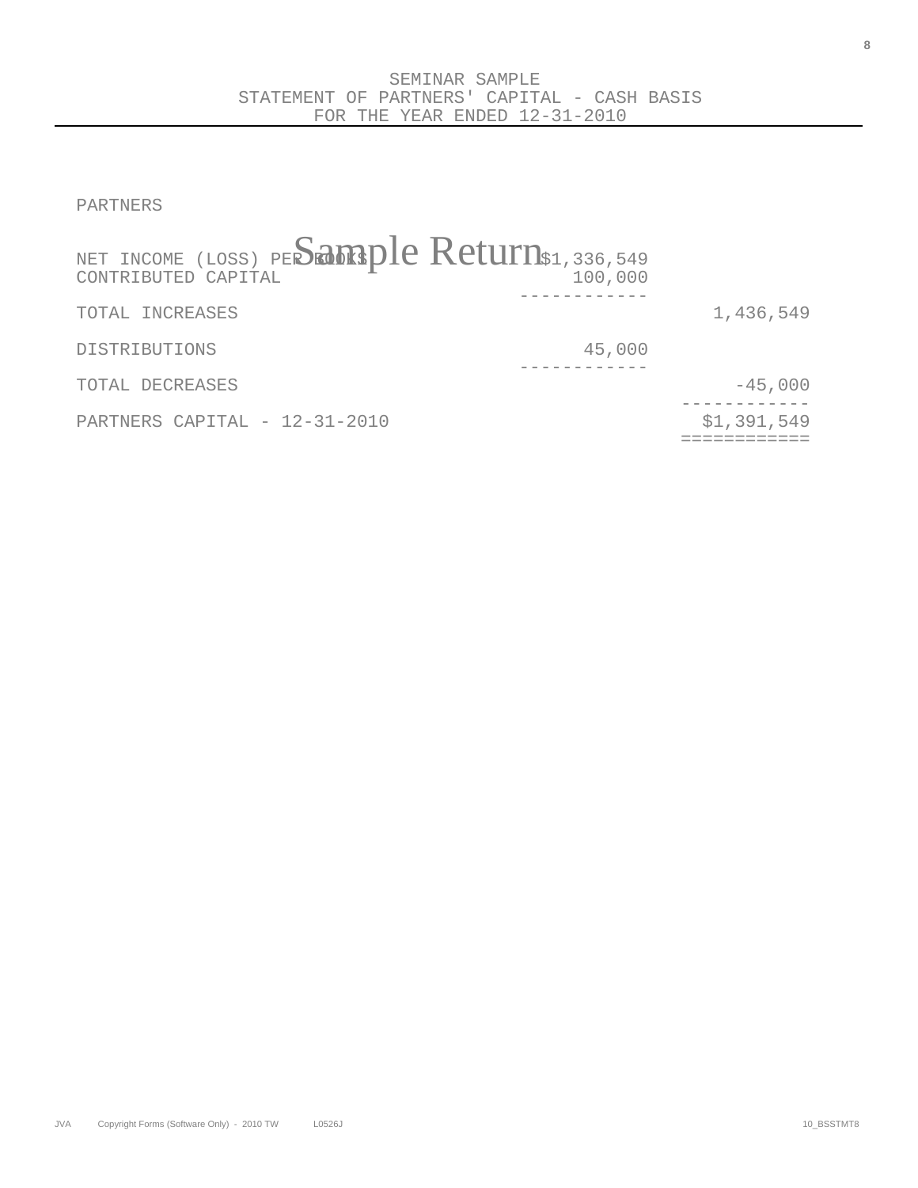SEMINAR SAMPLE
STATEMENT OF PARTNERS' CAPITAL - CASH BASIS
FOR THE YEAR ENDED 12-31-2010

PARTNERS

| | | |
|---|---|---|
| NET INCOME (LOSS) PER BOOKS | $1,336,549 | |
| CONTRIBUTED CAPITAL | 100,000 | |
| TOTAL INCREASES | | 1,436,549 |
| DISTRIBUTIONS | 45,000 | |
| TOTAL DECREASES | | -45,000 |
| PARTNERS CAPITAL - 12-31-2010 | | $1,391,549 |

Sample Return